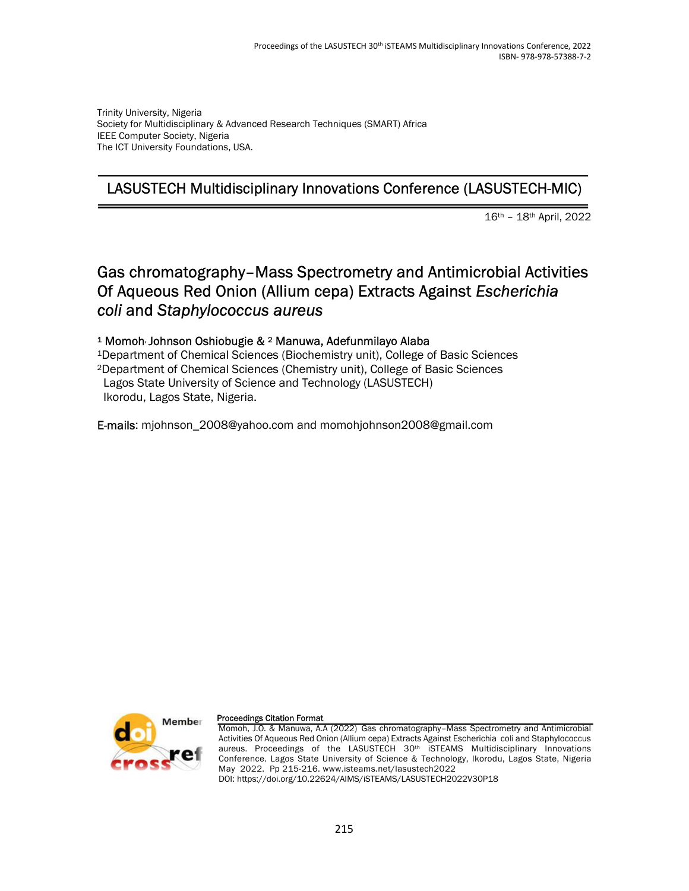Trinity University, Nigeria
Society for Multidisciplinary & Advanced Research Techniques (SMART) Africa
IEEE Computer Society, Nigeria
The ICT University Foundations, USA.

## LASUSTECH Multidisciplinary Innovations Conference (LASUSTECH-MIC)

16th – 18th April, 2022

# Gas chromatography–Mass Spectrometry and Antimicrobial Activities Of Aqueous Red Onion (Allium cepa) Extracts Against *Escherichia coli* and *Staphylococcus aureus*

[1] Momoh, Johnson Oshiobugie & [2] Manuwa, Adefunmilayo Alaba
[1]Department of Chemical Sciences (Biochemistry unit), College of Basic Sciences
[2]Department of Chemical Sciences (Chemistry unit), College of Basic Sciences
Lagos State University of Science and Technology (LASUSTECH)
Ikorodu, Lagos State, Nigeria.

E-mails: mjohnson_2008@yahoo.com and momohjohnson2008@gmail.com

**Proceedings Citation Format**

Momoh, J.O. & Manuwa, A.A (2022) Gas chromatography–Mass Spectrometry and Antimicrobial Activities Of Aqueous Red Onion (Allium cepa) Extracts Against Escherichia coli and Staphylococcus aureus. Proceedings of the LASUSTECH 30th iSTEAMS Multidisciplinary Innovations Conference. Lagos State University of Science & Technology, Ikorodu, Lagos State, Nigeria May 2022. Pp 215-216. www.isteams.net/lasustech2022
DOI: https://doi.org/10.22624/AIMS/iSTEAMS/LASUSTECH2022V30P18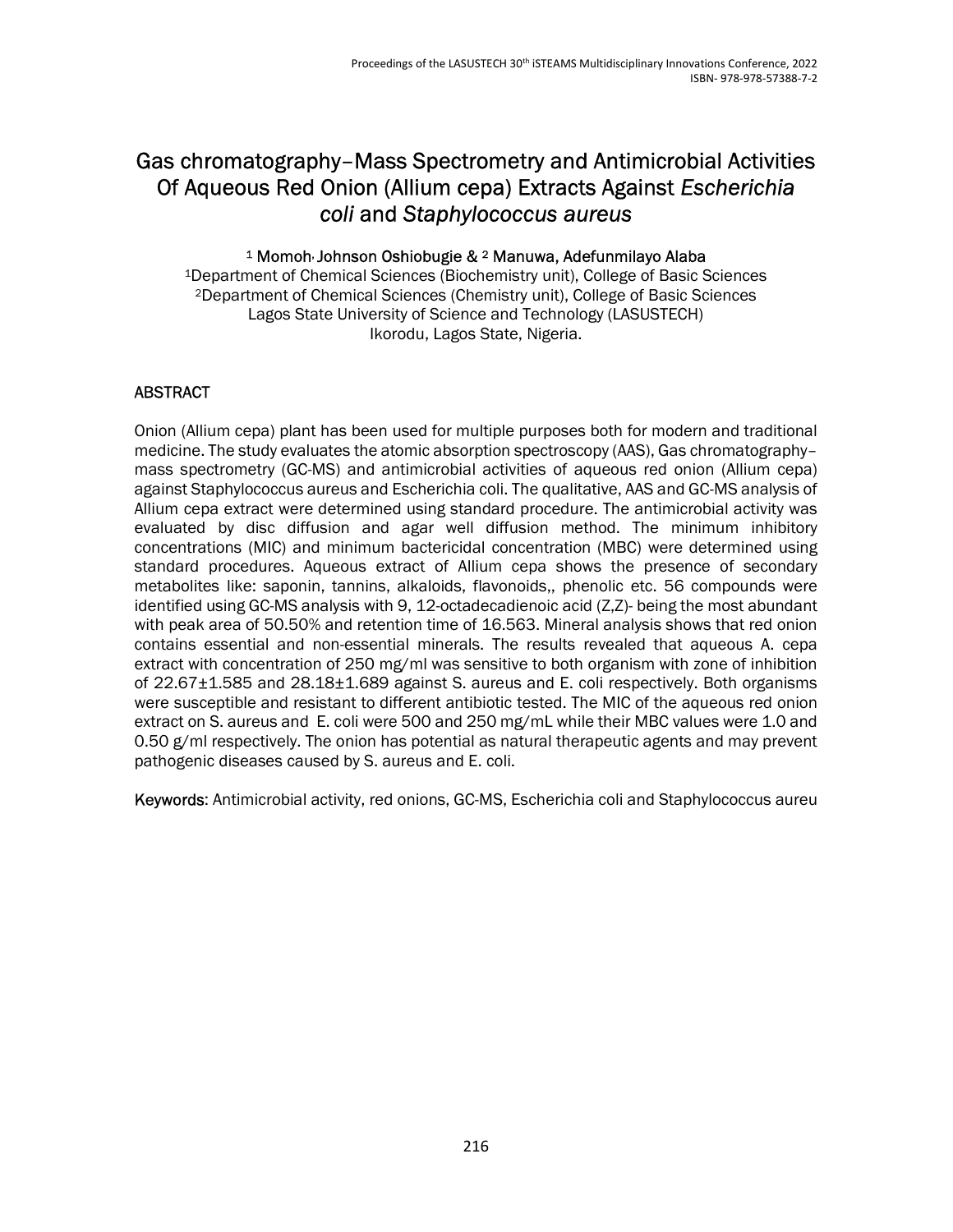# Gas chromatography–Mass Spectrometry and Antimicrobial Activities Of Aqueous Red Onion (Allium cepa) Extracts Against *Escherichia coli* and *Staphylococcus aureus*

[1] Momoh, Johnson Oshiobugie & [2] Manuwa, Adefunmilayo Alaba

[1]Department of Chemical Sciences (Biochemistry unit), College of Basic Sciences
[2]Department of Chemical Sciences (Chemistry unit), College of Basic Sciences
Lagos State University of Science and Technology (LASUSTECH)
Ikorodu, Lagos State, Nigeria.

## ABSTRACT

Onion (Allium cepa) plant has been used for multiple purposes both for modern and traditional medicine. The study evaluates the atomic absorption spectroscopy (AAS), Gas chromatography–mass spectrometry (GC-MS) and antimicrobial activities of aqueous red onion (Allium cepa) against Staphylococcus aureus and Escherichia coli. The qualitative, AAS and GC-MS analysis of Allium cepa extract were determined using standard procedure. The antimicrobial activity was evaluated by disc diffusion and agar well diffusion method. The minimum inhibitory concentrations (MIC) and minimum bactericidal concentration (MBC) were determined using standard procedures. Aqueous extract of Allium cepa shows the presence of secondary metabolites like: saponin, tannins, alkaloids, flavonoids,, phenolic etc. 56 compounds were identified using GC-MS analysis with 9, 12-octadecadienoic acid (Z,Z)- being the most abundant with peak area of 50.50% and retention time of 16.563. Mineral analysis shows that red onion contains essential and non-essential minerals. The results revealed that aqueous A. cepa extract with concentration of 250 mg/ml was sensitive to both organism with zone of inhibition of 22.67±1.585 and 28.18±1.689 against S. aureus and E. coli respectively. Both organisms were susceptible and resistant to different antibiotic tested. The MIC of the aqueous red onion extract on S. aureus and E. coli were 500 and 250 mg/mL while their MBC values were 1.0 and 0.50 g/ml respectively. The onion has potential as natural therapeutic agents and may prevent pathogenic diseases caused by S. aureus and E. coli.

**Keywords:** Antimicrobial activity, red onions, GC-MS, Escherichia coli and Staphylococcus aureu